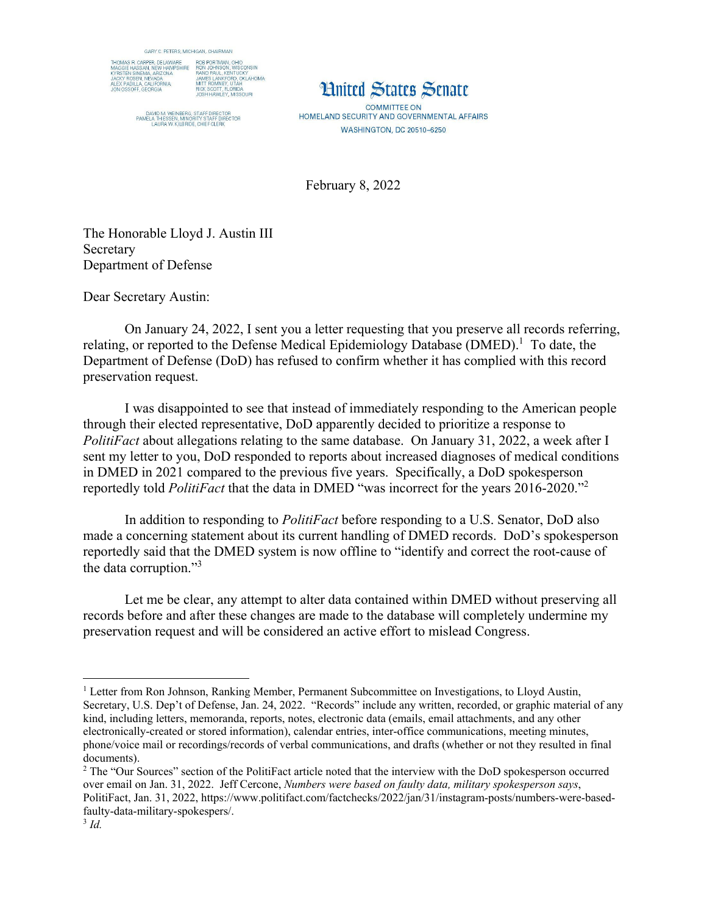GARY C. PETERS, MICHIGAN, CHAIRMAN

THOMAS R. CARPER, DELAWARE
MAGGIE HASSAN, NEW HAMPSHIRE
KYRSTEN SINEMA, ARIZONA
JACKY ROSEN, NEVADA
ALEX PADILLA, CALIFORNIA
JON OSSOFF, GEORGIA

ROB PORTMAN, OHIO
RON JOHNSON, WISCONSIN
RAND PAUL, KENTUCKY
JAMES LANKFORD, OKLAHOMA
MITT ROMNEY, UTAH
RICK SCOTT, FLORIDA
JOSH HAWLEY, MISSOURI

DAVID M. WEINBERG, STAFF DIRECTOR
PAMELA THIESSEN, MINORITY STAFF DIRECTOR
LAURA W. KILBRIDE, CHIEF CLERK

# United States Senate

COMMITTEE ON
HOMELAND SECURITY AND GOVERNMENTAL AFFAIRS
WASHINGTON, DC 20510–6250

February 8, 2022

The Honorable Lloyd J. Austin III
Secretary
Department of Defense

Dear Secretary Austin:

On January 24, 2022, I sent you a letter requesting that you preserve all records referring, relating, or reported to the Defense Medical Epidemiology Database (DMED).[1] To date, the Department of Defense (DoD) has refused to confirm whether it has complied with this record preservation request.

I was disappointed to see that instead of immediately responding to the American people through their elected representative, DoD apparently decided to prioritize a response to *PolitiFact* about allegations relating to the same database. On January 31, 2022, a week after I sent my letter to you, DoD responded to reports about increased diagnoses of medical conditions in DMED in 2021 compared to the previous five years. Specifically, a DoD spokesperson reportedly told *PolitiFact* that the data in DMED "was incorrect for the years 2016-2020."[2]

In addition to responding to *PolitiFact* before responding to a U.S. Senator, DoD also made a concerning statement about its current handling of DMED records. DoD's spokesperson reportedly said that the DMED system is now offline to "identify and correct the root-cause of the data corruption."[3]

Let me be clear, any attempt to alter data contained within DMED without preserving all records before and after these changes are made to the database will completely undermine my preservation request and will be considered an active effort to mislead Congress.

---

[1] Letter from Ron Johnson, Ranking Member, Permanent Subcommittee on Investigations, to Lloyd Austin, Secretary, U.S. Dep't of Defense, Jan. 24, 2022. "Records" include any written, recorded, or graphic material of any kind, including letters, memoranda, reports, notes, electronic data (emails, email attachments, and any other electronically-created or stored information), calendar entries, inter-office communications, meeting minutes, phone/voice mail or recordings/records of verbal communications, and drafts (whether or not they resulted in final documents).

[2] The "Our Sources" section of the PolitiFact article noted that the interview with the DoD spokesperson occurred over email on Jan. 31, 2022. Jeff Cercone, *Numbers were based on faulty data, military spokesperson says*, PolitiFact, Jan. 31, 2022, https://www.politifact.com/factchecks/2022/jan/31/instagram-posts/numbers-were-based-faulty-data-military-spokespers/.

[3] *Id.*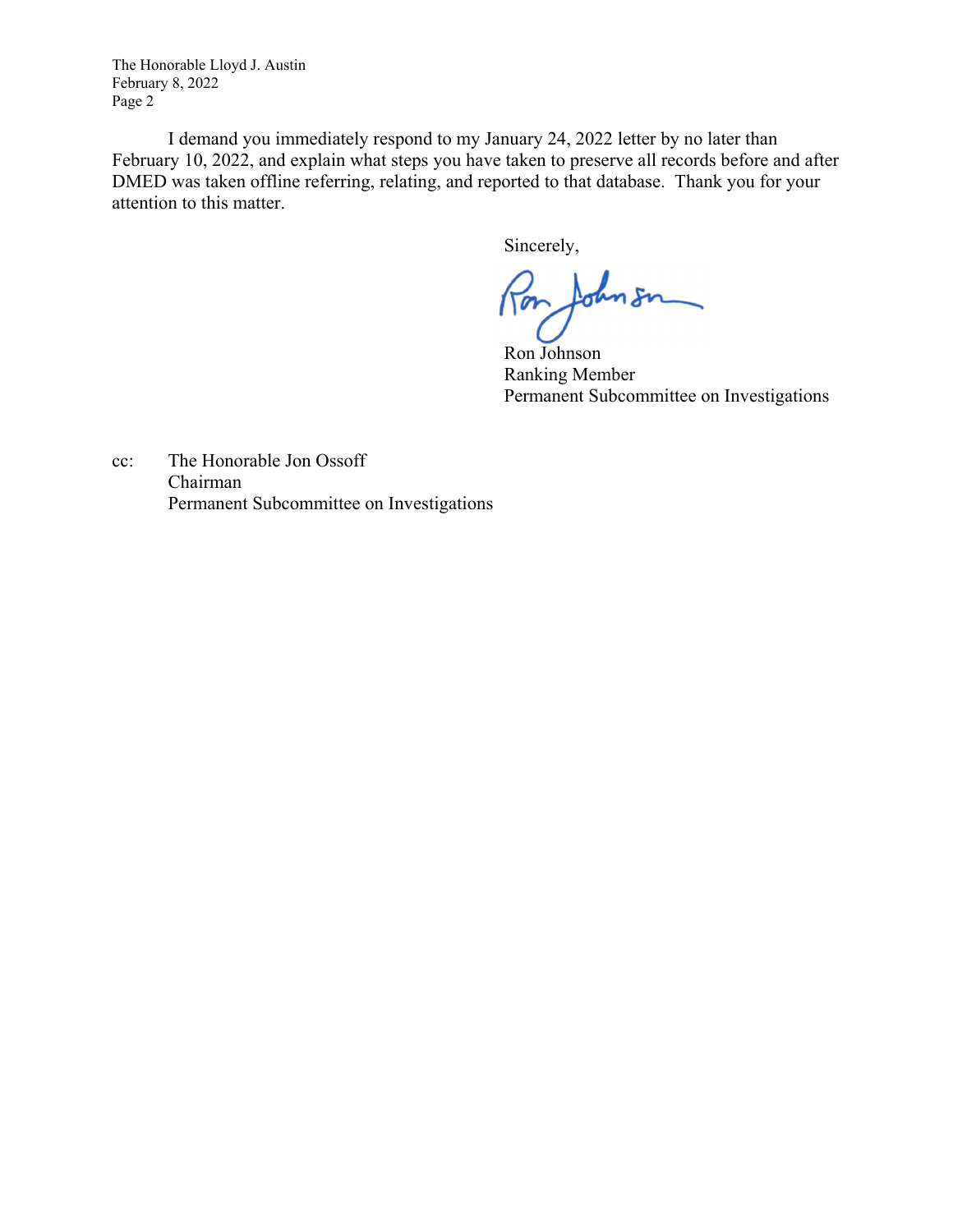I demand you immediately respond to my January 24, 2022 letter by no later than February 10, 2022, and explain what steps you have taken to preserve all records before and after DMED was taken offline referring, relating, and reported to that database. Thank you for your attention to this matter.

Sincerely,

Ron Johnson
Ranking Member
Permanent Subcommittee on Investigations

cc: The Honorable Jon Ossoff
Chairman
Permanent Subcommittee on Investigations